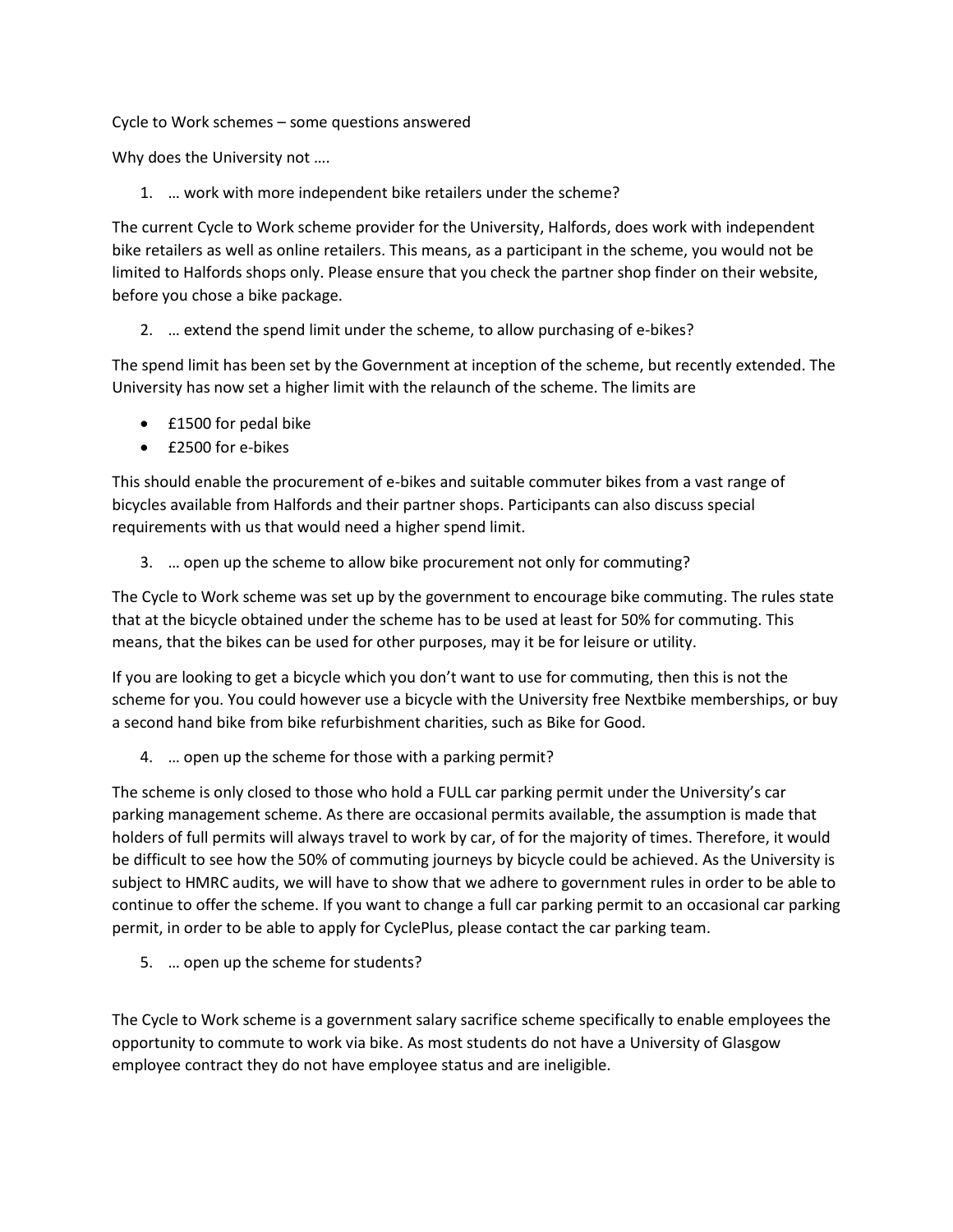Cycle to Work schemes – some questions answered

Why does the University not ….

1. … work with more independent bike retailers under the scheme?

The current Cycle to Work scheme provider for the University, Halfords, does work with independent bike retailers as well as online retailers. This means, as a participant in the scheme, you would not be limited to Halfords shops only. Please ensure that you check the partner shop finder on their website, before you chose a bike package.

2. … extend the spend limit under the scheme, to allow purchasing of e-bikes?

The spend limit has been set by the Government at inception of the scheme, but recently extended. The University has now set a higher limit with the relaunch of the scheme. The limits are

- £1500 for pedal bike
- £2500 for e-bikes

This should enable the procurement of e-bikes and suitable commuter bikes from a vast range of bicycles available from Halfords and their partner shops. Participants can also discuss special requirements with us that would need a higher spend limit.

3. … open up the scheme to allow bike procurement not only for commuting?

The Cycle to Work scheme was set up by the government to encourage bike commuting. The rules state that at the bicycle obtained under the scheme has to be used at least for 50% for commuting. This means, that the bikes can be used for other purposes, may it be for leisure or utility.

If you are looking to get a bicycle which you don't want to use for commuting, then this is not the scheme for you. You could however use a bicycle with the University free Nextbike memberships, or buy a second hand bike from bike refurbishment charities, such as Bike for Good.

4. … open up the scheme for those with a parking permit?

The scheme is only closed to those who hold a FULL car parking permit under the University's car parking management scheme. As there are occasional permits available, the assumption is made that holders of full permits will always travel to work by car, of for the majority of times. Therefore, it would be difficult to see how the 50% of commuting journeys by bicycle could be achieved. As the University is subject to HMRC audits, we will have to show that we adhere to government rules in order to be able to continue to offer the scheme. If you want to change a full car parking permit to an occasional car parking permit, in order to be able to apply for CyclePlus, please contact the car parking team.

5. … open up the scheme for students?

The Cycle to Work scheme is a government salary sacrifice scheme specifically to enable employees the opportunity to commute to work via bike. As most students do not have a University of Glasgow employee contract they do not have employee status and are ineligible.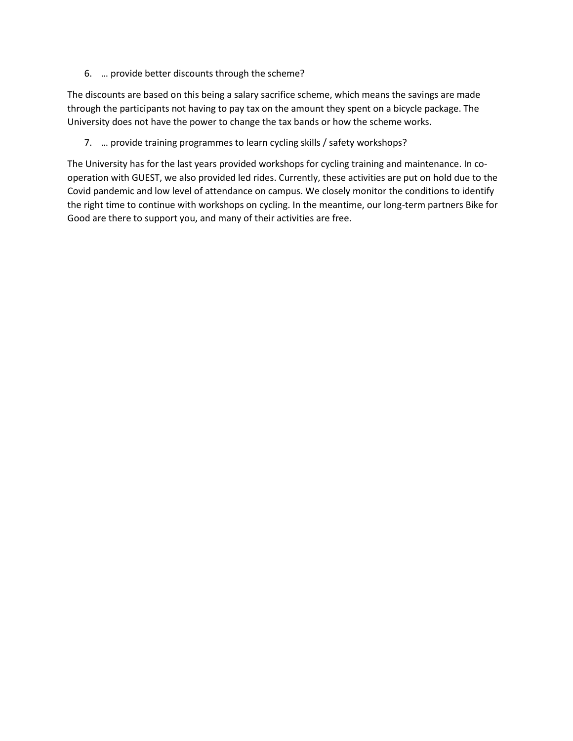6. … provide better discounts through the scheme?

The discounts are based on this being a salary sacrifice scheme, which means the savings are made through the participants not having to pay tax on the amount they spent on a bicycle package. The University does not have the power to change the tax bands or how the scheme works.

7. … provide training programmes to learn cycling skills / safety workshops?

The University has for the last years provided workshops for cycling training and maintenance. In co-operation with GUEST, we also provided led rides. Currently, these activities are put on hold due to the Covid pandemic and low level of attendance on campus. We closely monitor the conditions to identify the right time to continue with workshops on cycling. In the meantime, our long-term partners Bike for Good are there to support you, and many of their activities are free.